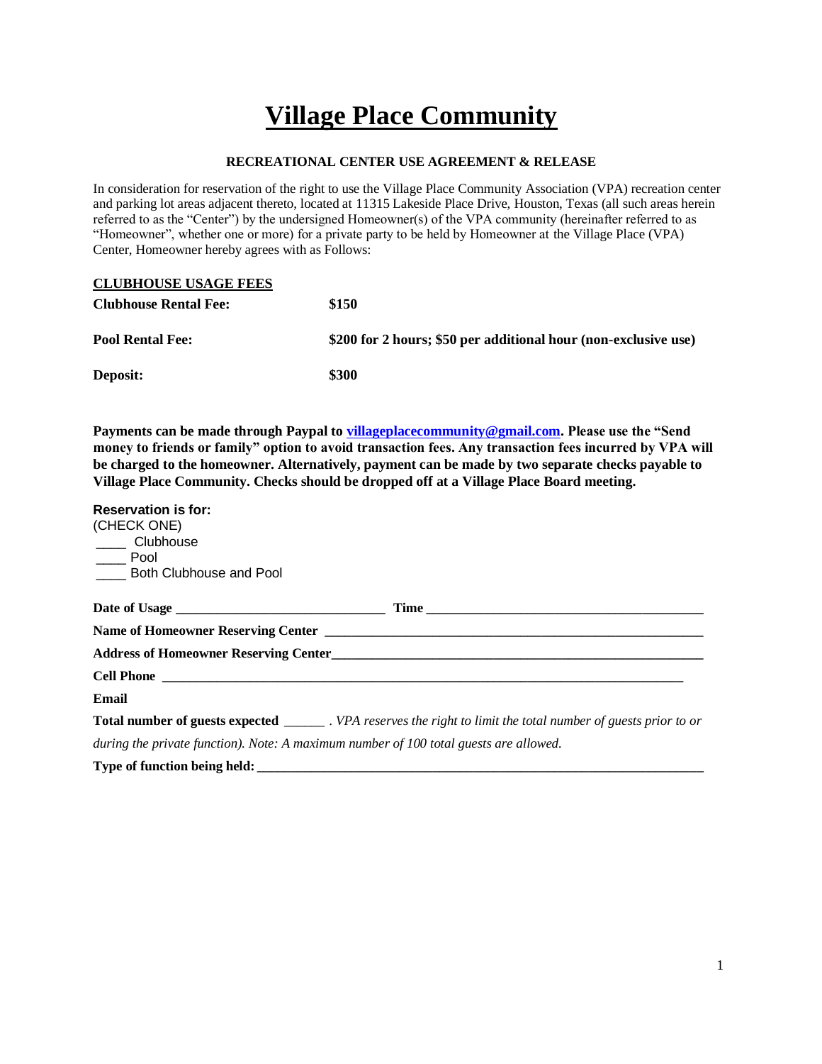# Village Place Community

**RECREATIONAL CENTER USE AGREEMENT & RELEASE**

In consideration for reservation of the right to use the Village Place Community Association (VPA) recreation center and parking lot areas adjacent thereto, located at 11315 Lakeside Place Drive, Houston, Texas (all such areas herein referred to as the "Center") by the undersigned Homeowner(s) of the VPA community (hereinafter referred to as "Homeowner", whether one or more) for a private party to be held by Homeowner at the Village Place (VPA) Center, Homeowner hereby agrees with as Follows:

**CLUBHOUSE USAGE FEES**

| | |
|---|---|
| **Clubhouse Rental Fee:** | **$150** |
| **Pool Rental Fee:** | **$200 for 2 hours; $50 per additional hour (non-exclusive use)** |
| **Deposit:** | **$300** |

**Payments can be made through Paypal to villageplacecommunity@gmail.com. Please use the "Send money to friends or family" option to avoid transaction fees. Any transaction fees incurred by VPA will be charged to the homeowner. Alternatively, payment can be made by two separate checks payable to Village Place Community. Checks should be dropped off at a Village Place Board meeting.**

**Reservation is for:**
(CHECK ONE)
____ Clubhouse
____ Pool
____ Both Clubhouse and Pool

**Date of Usage** ______________________________ **Time** ________________________________________

**Name of Homeowner Reserving Center** ________________________________________________________

**Address of Homeowner Reserving Center**______________________________________________________

**Cell Phone** ____________________________________________________________________________

**Email**

**Total number of guests expected** ______ . *VPA reserves the right to limit the total number of guests prior to or during the private function). Note: A maximum number of 100 total guests are allowed.*

**Type of function being held:** ____________________________________________________________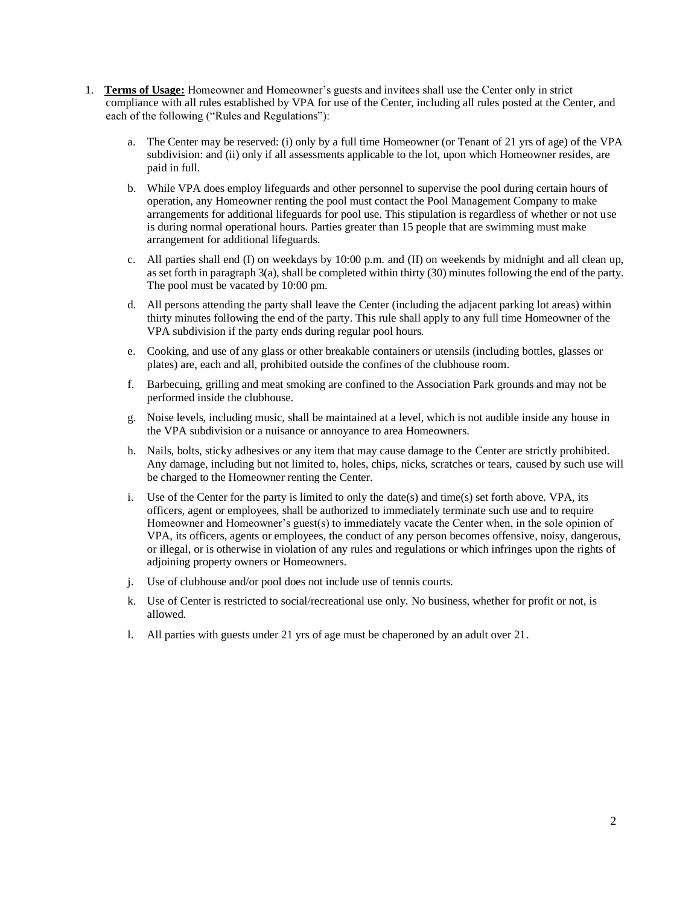1. **Terms of Usage:** Homeowner and Homeowner's guests and invitees shall use the Center only in strict compliance with all rules established by VPA for use of the Center, including all rules posted at the Center, and each of the following ("Rules and Regulations"):

    a. The Center may be reserved: (i) only by a full time Homeowner (or Tenant of 21 yrs of age) of the VPA subdivision: and (ii) only if all assessments applicable to the lot, upon which Homeowner resides, are paid in full.

    b. While VPA does employ lifeguards and other personnel to supervise the pool during certain hours of operation, any Homeowner renting the pool must contact the Pool Management Company to make arrangements for additional lifeguards for pool use. This stipulation is regardless of whether or not use is during normal operational hours. Parties greater than 15 people that are swimming must make arrangement for additional lifeguards.

    c. All parties shall end (I) on weekdays by 10:00 p.m. and (II) on weekends by midnight and all clean up, as set forth in paragraph 3(a), shall be completed within thirty (30) minutes following the end of the party. The pool must be vacated by 10:00 pm.

    d. All persons attending the party shall leave the Center (including the adjacent parking lot areas) within thirty minutes following the end of the party. This rule shall apply to any full time Homeowner of the VPA subdivision if the party ends during regular pool hours.

    e. Cooking, and use of any glass or other breakable containers or utensils (including bottles, glasses or plates) are, each and all, prohibited outside the confines of the clubhouse room.

    f. Barbecuing, grilling and meat smoking are confined to the Association Park grounds and may not be performed inside the clubhouse.

    g. Noise levels, including music, shall be maintained at a level, which is not audible inside any house in the VPA subdivision or a nuisance or annoyance to area Homeowners.

    h. Nails, bolts, sticky adhesives or any item that may cause damage to the Center are strictly prohibited. Any damage, including but not limited to, holes, chips, nicks, scratches or tears, caused by such use will be charged to the Homeowner renting the Center.

    i. Use of the Center for the party is limited to only the date(s) and time(s) set forth above. VPA, its officers, agent or employees, shall be authorized to immediately terminate such use and to require Homeowner and Homeowner's guest(s) to immediately vacate the Center when, in the sole opinion of VPA, its officers, agents or employees, the conduct of any person becomes offensive, noisy, dangerous, or illegal, or is otherwise in violation of any rules and regulations or which infringes upon the rights of adjoining property owners or Homeowners.

    j. Use of clubhouse and/or pool does not include use of tennis courts.

    k. Use of Center is restricted to social/recreational use only. No business, whether for profit or not, is allowed.

    l. All parties with guests under 21 yrs of age must be chaperoned by an adult over 21.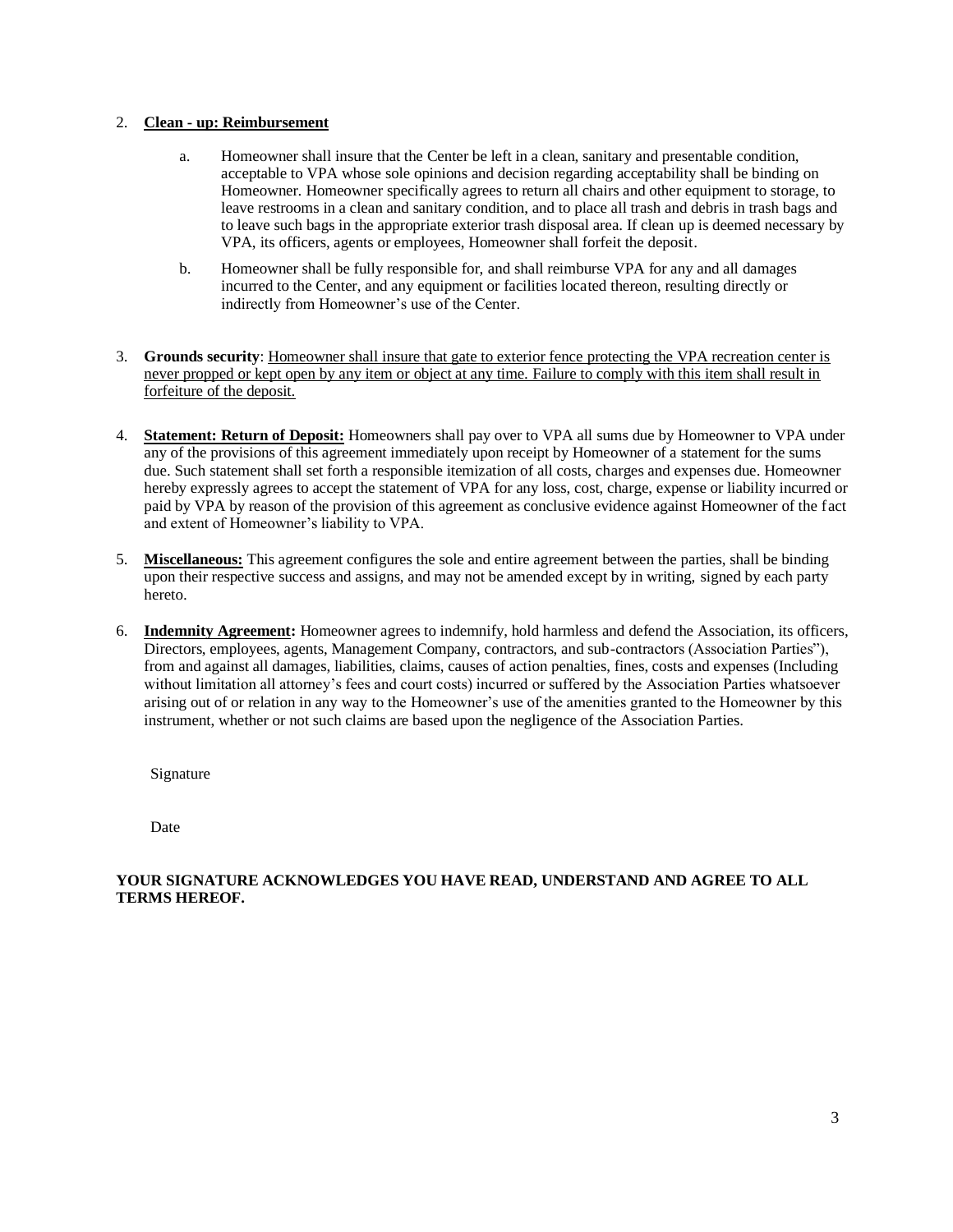2. **Clean - up: Reimbursement**

    a. Homeowner shall insure that the Center be left in a clean, sanitary and presentable condition, acceptable to VPA whose sole opinions and decision regarding acceptability shall be binding on Homeowner. Homeowner specifically agrees to return all chairs and other equipment to storage, to leave restrooms in a clean and sanitary condition, and to place all trash and debris in trash bags and to leave such bags in the appropriate exterior trash disposal area. If clean up is deemed necessary by VPA, its officers, agents or employees, Homeowner shall forfeit the deposit.

    b. Homeowner shall be fully responsible for, and shall reimburse VPA for any and all damages incurred to the Center, and any equipment or facilities located thereon, resulting directly or indirectly from Homeowner's use of the Center.

3. **Grounds security**: Homeowner shall insure that gate to exterior fence protecting the VPA recreation center is never propped or kept open by any item or object at any time. Failure to comply with this item shall result in forfeiture of the deposit.

4. **Statement: Return of Deposit:** Homeowners shall pay over to VPA all sums due by Homeowner to VPA under any of the provisions of this agreement immediately upon receipt by Homeowner of a statement for the sums due. Such statement shall set forth a responsible itemization of all costs, charges and expenses due. Homeowner hereby expressly agrees to accept the statement of VPA for any loss, cost, charge, expense or liability incurred or paid by VPA by reason of the provision of this agreement as conclusive evidence against Homeowner of the fact and extent of Homeowner's liability to VPA.

5. **Miscellaneous:** This agreement configures the sole and entire agreement between the parties, shall be binding upon their respective success and assigns, and may not be amended except by in writing, signed by each party hereto.

6. **Indemnity Agreement:** Homeowner agrees to indemnify, hold harmless and defend the Association, its officers, Directors, employees, agents, Management Company, contractors, and sub-contractors (Association Parties"), from and against all damages, liabilities, claims, causes of action penalties, fines, costs and expenses (Including without limitation all attorney's fees and court costs) incurred or suffered by the Association Parties whatsoever arising out of or relation in any way to the Homeowner's use of the amenities granted to the Homeowner by this instrument, whether or not such claims are based upon the negligence of the Association Parties.

Signature

Date

**YOUR SIGNATURE ACKNOWLEDGES YOU HAVE READ, UNDERSTAND AND AGREE TO ALL TERMS HEREOF.**